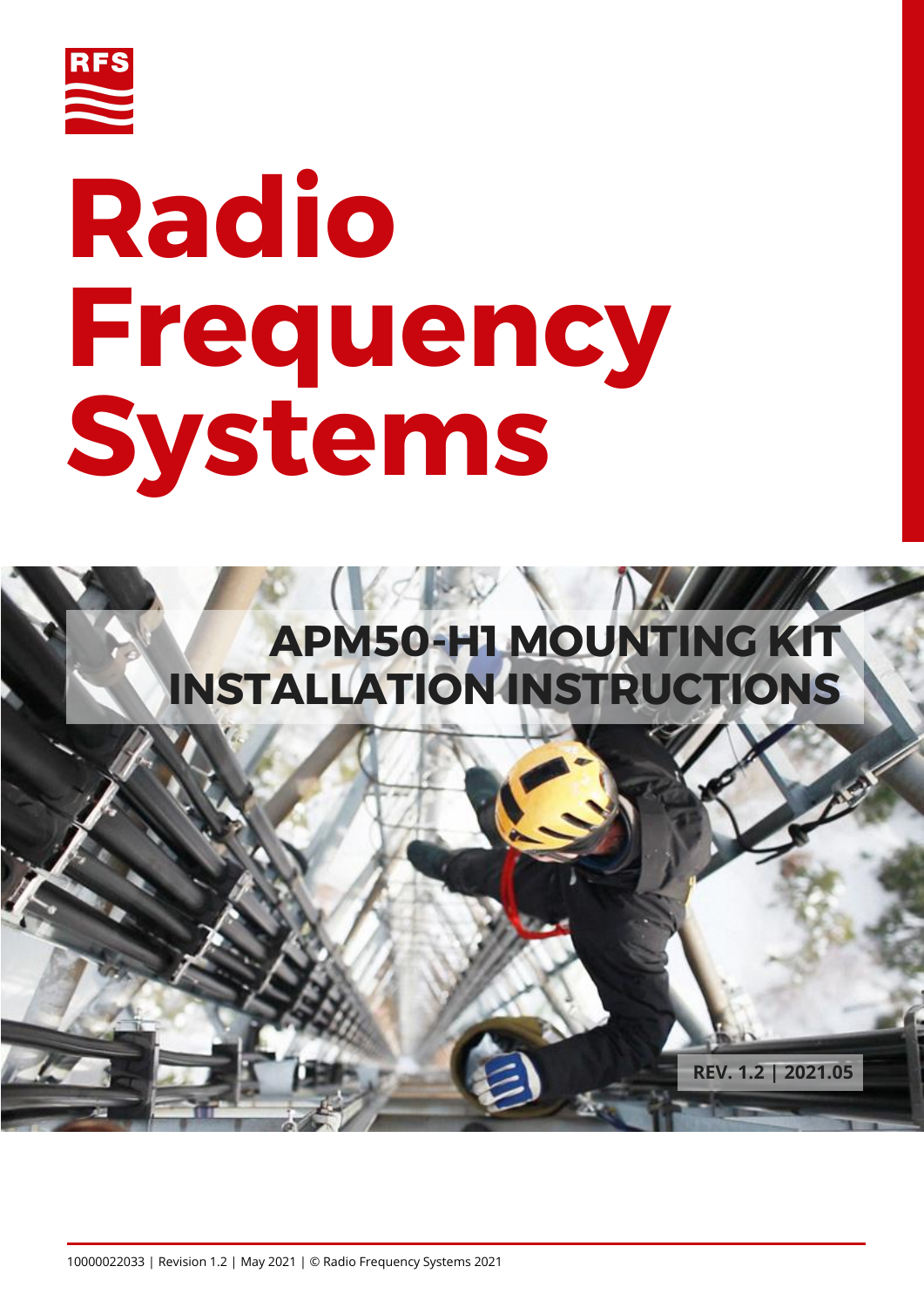RFS

# Radio Frequency Systems

## APM50-H1 MOUNTING KIT INSTALLATION INSTRUCTIONS

REV. 1.2 | 2021.05

10000022033 | Revision 1.2 | May 2021 | © Radio Frequency Systems 2021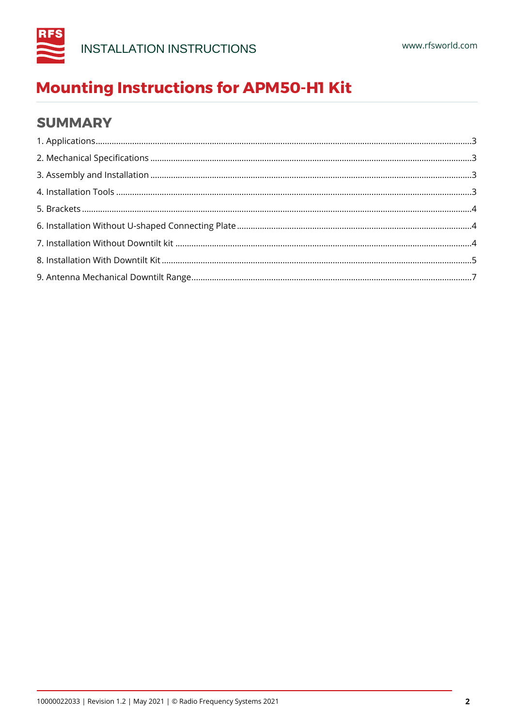# Mounting Instructions for APM50-H1 Kit

## SUMMARY

1. Applications ... 3
2. Mechanical Specifications ... 3
3. Assembly and Installation ... 3
4. Installation Tools ... 3
5. Brackets ... 4
6. Installation Without U-shaped Connecting Plate ... 4
7. Installation Without Downtilt kit ... 4
8. Installation With Downtilt Kit ... 5
9. Antenna Mechanical Downtilt Range ... 7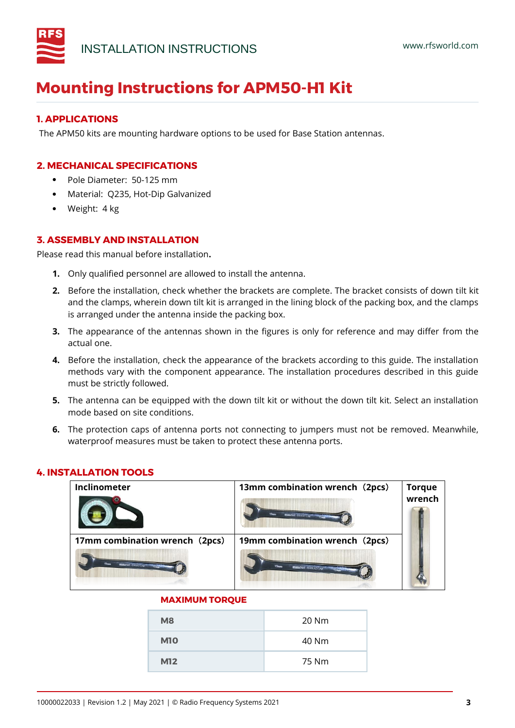# Mounting Instructions for APM50-H1 Kit

## 1. APPLICATIONS

The APM50 kits are mounting hardware options to be used for Base Station antennas.

## 2. MECHANICAL SPECIFICATIONS

- Pole Diameter:  50-125 mm
- Material:  Q235, Hot-Dip Galvanized
- Weight:  4 kg

## 3. ASSEMBLY AND INSTALLATION

Please read this manual before installation**.**

1. Only qualified personnel are allowed to install the antenna.
2. Before the installation, check whether the brackets are complete. The bracket consists of down tilt kit and the clamps, wherein down tilt kit is arranged in the lining block of the packing box, and the clamps is arranged under the antenna inside the packing box.
3. The appearance of the antennas shown in the figures is only for reference and may differ from the actual one.
4. Before the installation, check the appearance of the brackets according to this guide. The installation methods vary with the component appearance. The installation procedures described in this guide must be strictly followed.
5. The antenna can be equipped with the down tilt kit or without the down tilt kit. Select an installation mode based on site conditions.
6. The protection caps of antenna ports not connecting to jumpers must not be removed. Meanwhile, waterproof measures must be taken to protect these antenna ports.

## 4. INSTALLATION TOOLS

| | | |
|---|---|---|
| **Inclinometer** | **13mm combination wrench（2pcs）** | **Torque wrench** |
| **17mm combination wrench（2pcs）** | **19mm combination wrench（2pcs）** | |

**MAXIMUM TORQUE**

| | |
|---|---|
| **M8** | 20 Nm |
| **M10** | 40 Nm |
| **M12** | 75 Nm |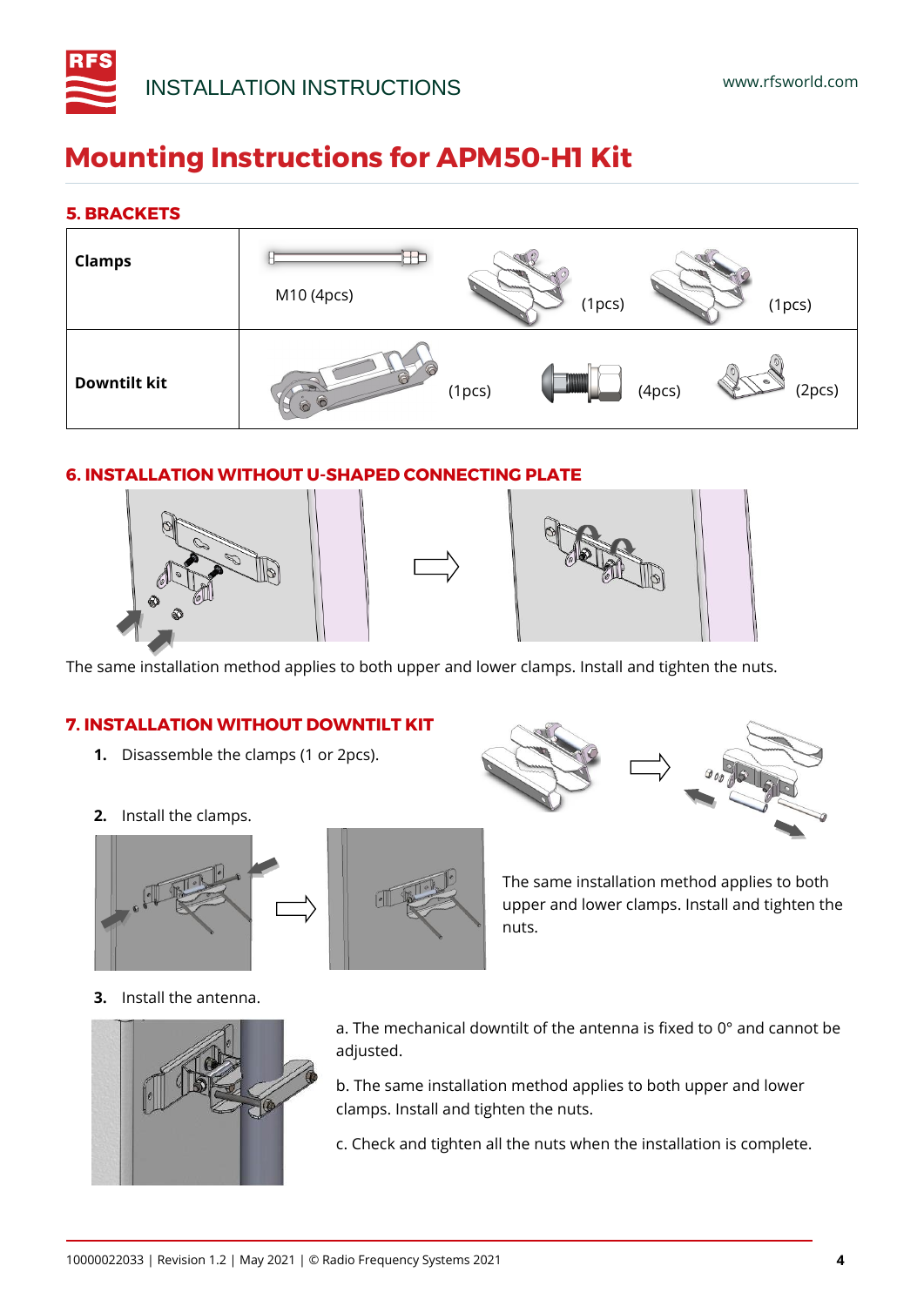# Mounting Instructions for APM50-H1 Kit

## 5. BRACKETS

| | | | |
|---|---|---|---|
| **Clamps** | M10 (4pcs) | (1pcs) | (1pcs) |
| **Downtilt kit** | (1pcs) | (4pcs) | (2pcs) |

## 6. INSTALLATION WITHOUT U-SHAPED CONNECTING PLATE

The same installation method applies to both upper and lower clamps. Install and tighten the nuts.

## 7. INSTALLATION WITHOUT DOWNTILT KIT

1. Disassemble the clamps (1 or 2pcs).

2. Install the clamps.

The same installation method applies to both upper and lower clamps. Install and tighten the nuts.

3. Install the antenna.

a. The mechanical downtilt of the antenna is fixed to 0° and cannot be adjusted.

b. The same installation method applies to both upper and lower clamps. Install and tighten the nuts.

c. Check and tighten all the nuts when the installation is complete.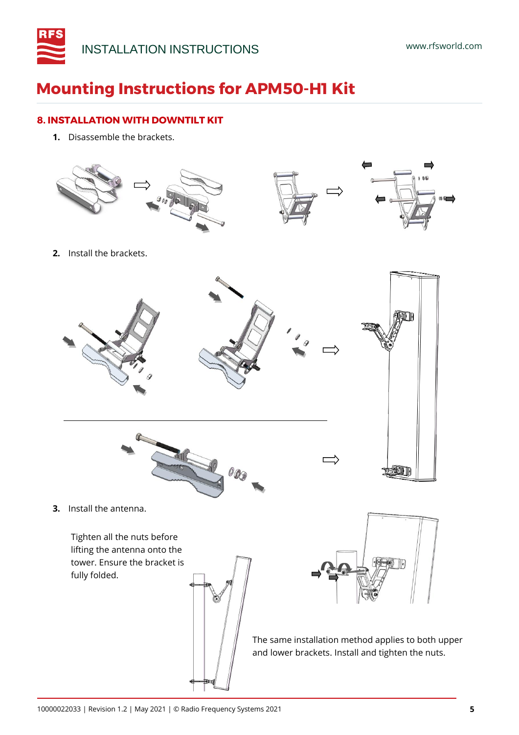# Mounting Instructions for APM50-H1 Kit

## 8. INSTALLATION WITH DOWNTILT KIT

1. Disassemble the brackets.

2. Install the brackets.

3. Install the antenna.

Tighten all the nuts before lifting the antenna onto the tower. Ensure the bracket is fully folded.

The same installation method applies to both upper and lower brackets. Install and tighten the nuts.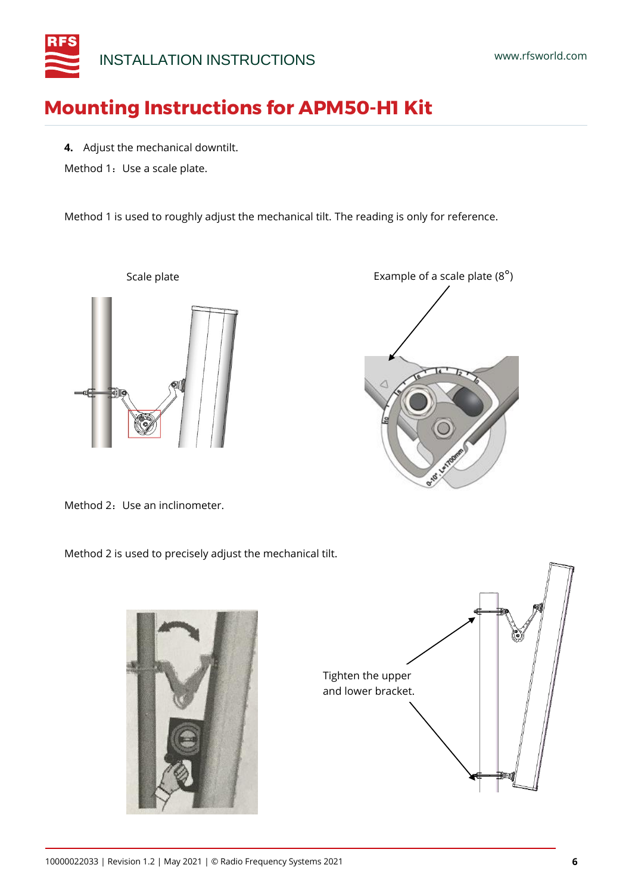# Mounting Instructions for APM50-H1 Kit

**4.** Adjust the mechanical downtilt.

Method 1：Use a scale plate.

Method 1 is used to roughly adjust the mechanical tilt. The reading is only for reference.

Scale plate

Example of a scale plate (8°)

Method 2：Use an inclinometer.

Method 2 is used to precisely adjust the mechanical tilt.

Tighten the upper and lower bracket.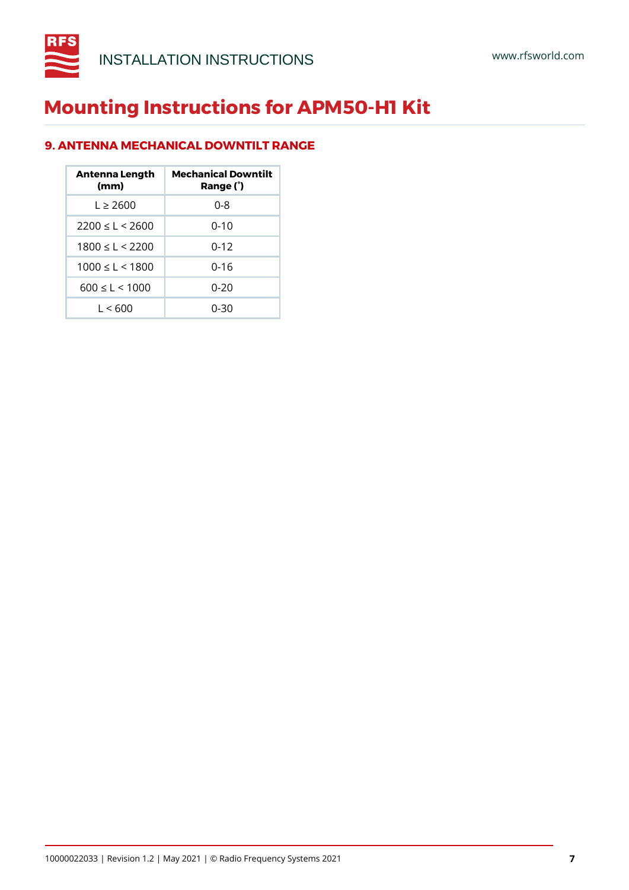# Mounting Instructions for APM50-H1 Kit

## 9. ANTENNA MECHANICAL DOWNTILT RANGE

| Antenna Length (mm) | Mechanical Downtilt Range (˚) |
| --- | --- |
| L ≥ 2600 | 0-8 |
| 2200 ≤ L < 2600 | 0-10 |
| 1800 ≤ L < 2200 | 0-12 |
| 1000 ≤ L < 1800 | 0-16 |
| 600 ≤ L < 1000 | 0-20 |
| L < 600 | 0-30 |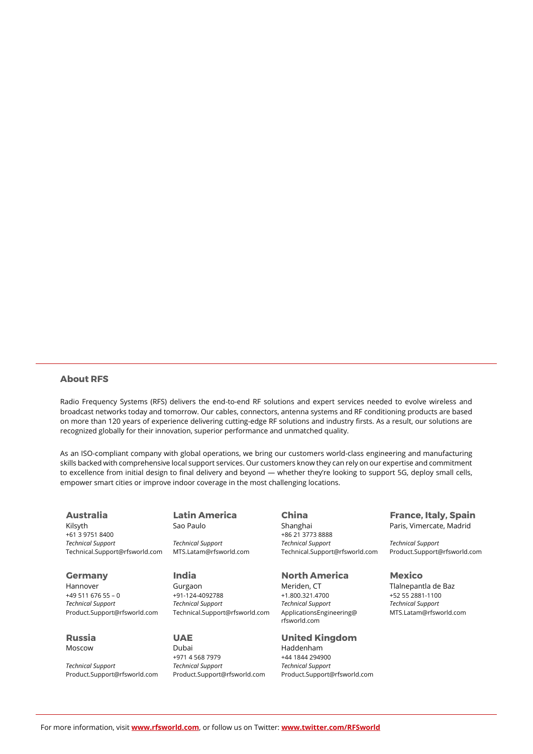## About RFS

Radio Frequency Systems (RFS) delivers the end-to-end RF solutions and expert services needed to evolve wireless and broadcast networks today and tomorrow. Our cables, connectors, antenna systems and RF conditioning products are based on more than 120 years of experience delivering cutting-edge RF solutions and industry firsts. As a result, our solutions are recognized globally for their innovation, superior performance and unmatched quality.

As an ISO-compliant company with global operations, we bring our customers world-class engineering and manufacturing skills backed with comprehensive local support services. Our customers know they can rely on our expertise and commitment to excellence from initial design to final delivery and beyond — whether they're looking to support 5G, deploy small cells, empower smart cities or improve indoor coverage in the most challenging locations.

**Australia**
Kilsyth
+61 3 9751 8400
*Technical Support*
Technical.Support@rfsworld.com

**Latin America**
Sao Paulo
*Technical Support*
MTS.Latam@rfsworld.com

**China**
Shanghai
+86 21 3773 8888
*Technical Support*
Technical.Support@rfsworld.com

**France, Italy, Spain**
Paris, Vimercate, Madrid
*Technical Support*
Product.Support@rfsworld.com

**Germany**
Hannover
+49 511 676 55 – 0
*Technical Support*
Product.Support@rfsworld.com

**India**
Gurgaon
+91-124-4092788
*Technical Support*
Technical.Support@rfsworld.com

**North America**
Meriden, CT
+1.800.321.4700
*Technical Support*
ApplicationsEngineering@rfsworld.com

**Mexico**
Tlalnepantla de Baz
+52 55 2881-1100
*Technical Support*
MTS.Latam@rfsworld.com

**Russia**
Moscow
*Technical Support*
Product.Support@rfsworld.com

**UAE**
Dubai
+971 4 568 7979
*Technical Support*
Product.Support@rfsworld.com

**United Kingdom**
Haddenham
+44 1844 294900
*Technical Support*
Product.Support@rfsworld.com

For more information, visit **www.rfsworld.com**, or follow us on Twitter: **www.twitter.com/RFSworld**